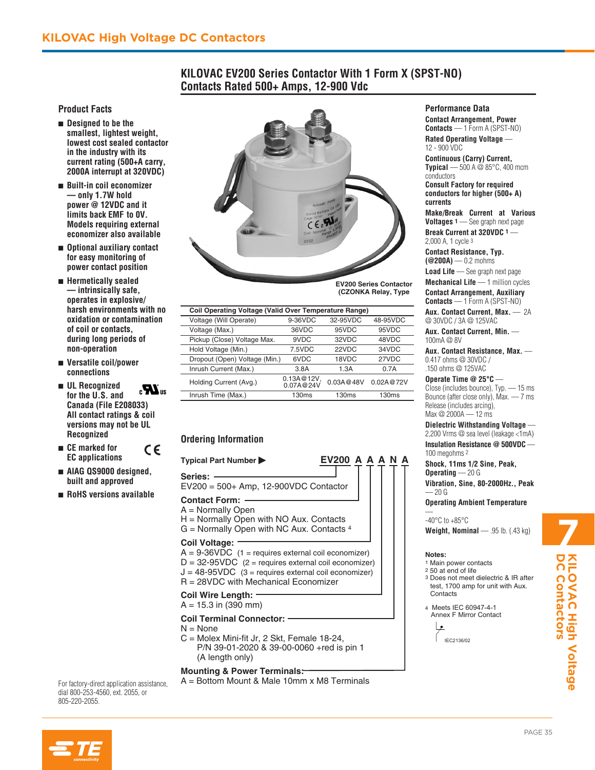# KILOVAC High Voltage DC Contactors

## KILOVAC EV200 Series Contactor With 1 Form X (SPST-NO) Contacts Rated 500+ Amps, 12-900 Vdc

### Product Facts

- **Designed to be the smallest, lightest weight, lowest cost sealed contactor in the industry with its current rating (500+A carry, 2000A interrupt at 320VDC)**
- **Built-in coil economizer — only 1.7W hold power @ 12VDC and it limits back EMF to 0V. Models requiring external economizer also available**
- **Optional auxiliary contact for easy monitoring of power contact position**
- **Hermetically sealed — intrinsically safe, operates in explosive/ harsh environments with no oxidation or contamination of coil or contacts, during long periods of non-operation**
- **Versatile coil/power connections**
- **UL Recognized for the U.S. and Canada (File E208033) All contact ratings & coil versions may not be UL Recognized**
- **CE marked for EC applications**
- **AIAG QS9000 designed, built and approved**
- **RoHS versions available**

For factory-direct application assistance, dial 800-253-4560, ext. 2055, or 805-220-2055.

EV200 Series Contactor (CZONKA Relay, Type

| Coil Operating Voltage (Valid Over Temperature Range) | | | |
|---|---|---|---|
| Voltage (Will Operate) | 9-36VDC | 32-95VDC | 48-95VDC |
| Voltage (Max.) | 36VDC | 95VDC | 95VDC |
| Pickup (Close) Voltage Max. | 9VDC | 32VDC | 48VDC |
| Hold Voltage (Min.) | 7.5VDC | 22VDC | 34VDC |
| Dropout (Open) Voltage (Min.) | 6VDC | 18VDC | 27VDC |
| Inrush Current (Max.) | 3.8A | 1.3A | 0.7A |
| Holding Current (Avg.) | 0.13A@12V, 0.07A@24V | 0.03A@48V | 0.02A@72V |
| Inrush Time (Max.) | 130ms | 130ms | 130ms |

### Ordering Information

**Typical Part Number ▶** **EV200 A A A N A**

**Series:**
EV200 = 500+ Amp, 12-900VDC Contactor

**Contact Form:**
A = Normally Open
H = Normally Open with NO Aux. Contacts
G = Normally Open with NC Aux. Contacts [4]

**Coil Voltage:**
A = 9-36VDC (1 = requires external coil economizer)
D = 32-95VDC (2 = requires external coil economizer)
J = 48-95VDC (3 = requires external coil economizer)
R = 28VDC with Mechanical Economizer

**Coil Wire Length:**
A = 15.3 in (390 mm)

**Coil Terminal Connector:**
N = None
C = Molex Mini-fit Jr, 2 Skt, Female 18-24, P/N 39-01-2020 & 39-00-0060 +red is pin 1 (A length only)

**Mounting & Power Terminals:**
A = Bottom Mount & Male 10mm x M8 Terminals

### Performance Data

**Contact Arrangement, Power Contacts** — 1 Form A (SPST-NO)

**Rated Operating Voltage** — 12 - 900 VDC

**Continuous (Carry) Current, Typical** — 500 A @ 85°C, 400 mcm conductors

**Consult Factory for required conductors for higher (500+ A) currents**

**Make/Break Current at Various Voltages** [1] — See graph next page

**Break Current at 320VDC** [1] — 2,000 A, 1 cycle [3]

**Contact Resistance, Typ. (@200A)** — 0.2 mohms

**Load Life** — See graph next page

**Mechanical Life** — 1 million cycles

**Contact Arrangement, Auxiliary Contacts** — 1 Form A (SPST-NO)

**Aux. Contact Current, Max.** — 2A @ 30VDC / 3A @ 125VAC

**Aux. Contact Current, Min.** — 100mA @ 8V

**Aux. Contact Resistance, Max.** — 0.417 ohms @ 30VDC / .150 ohms @ 125VAC

**Operate Time @ 25°C** —
Close (includes bounce), Typ. — 15 ms
Bounce (after close only), Max. — 7 ms
Release (includes arcing), Max @ 2000A — 12 ms

**Dielectric Withstanding Voltage** — 2,200 Vrms @ sea level (leakage <1mA)

**Insulation Resistance @ 500VDC** — 100 megohms [2]

**Shock, 11ms 1/2 Sine, Peak, Operating** — 20 G

**Vibration, Sine, 80-2000Hz., Peak** — 20 G

**Operating Ambient Temperature** — -40°C to +85°C

**Weight, Nominal** — .95 lb. (.43 kg)

**Notes:**
1 Main power contacts
2 50 at end of life
3 Does not meet dielectric & IR after test, 1700 amp for unit with Aux. Contacts
4 Meets IEC 60947-4-1 Annex F Mirror Contact

IEC2136/02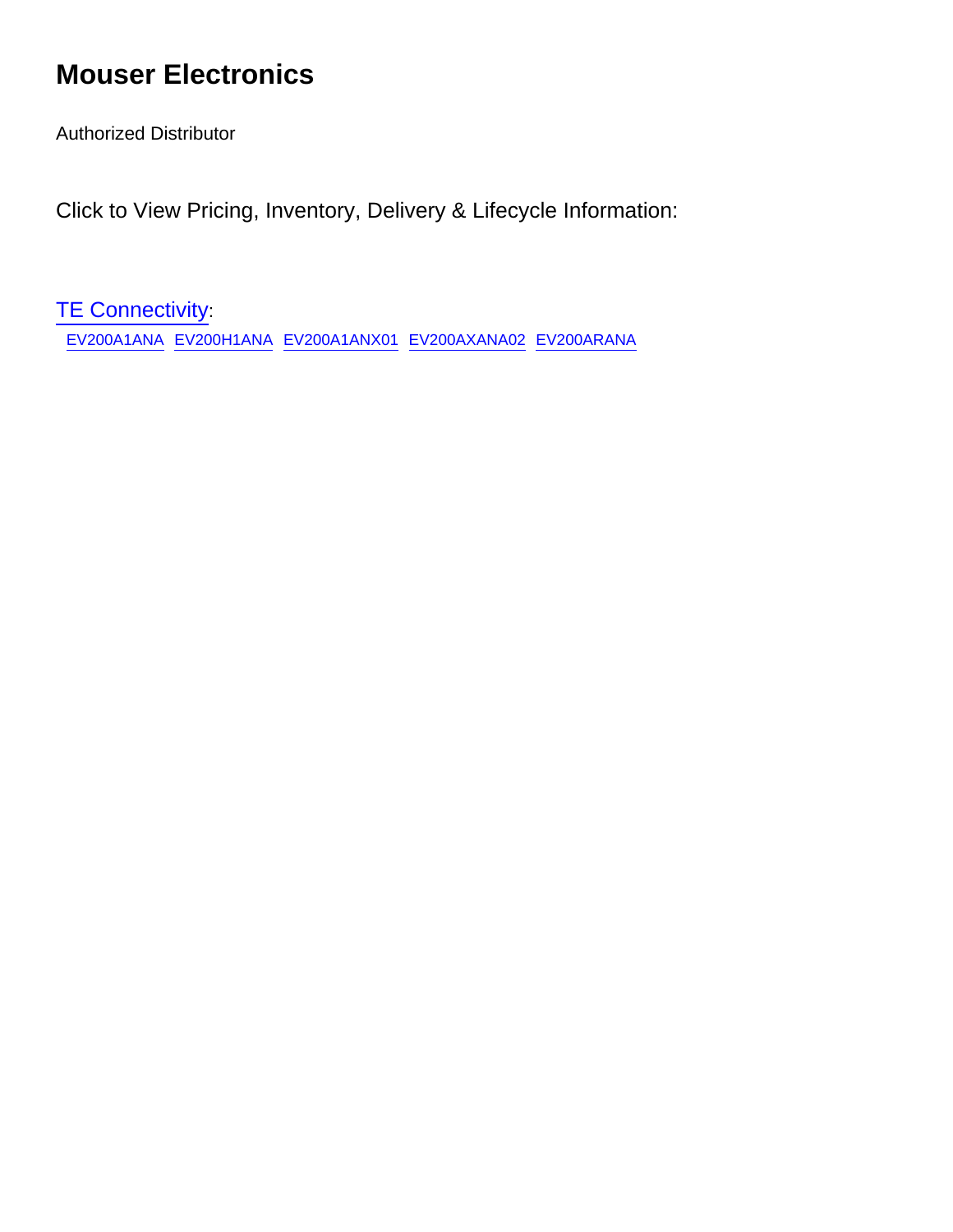# Mouser Electronics

Authorized Distributor

Click to View Pricing, Inventory, Delivery & Lifecycle Information:

TE Connectivity:

EV200A1ANA EV200H1ANA EV200A1ANX01 EV200AXANA02 EV200ARANA